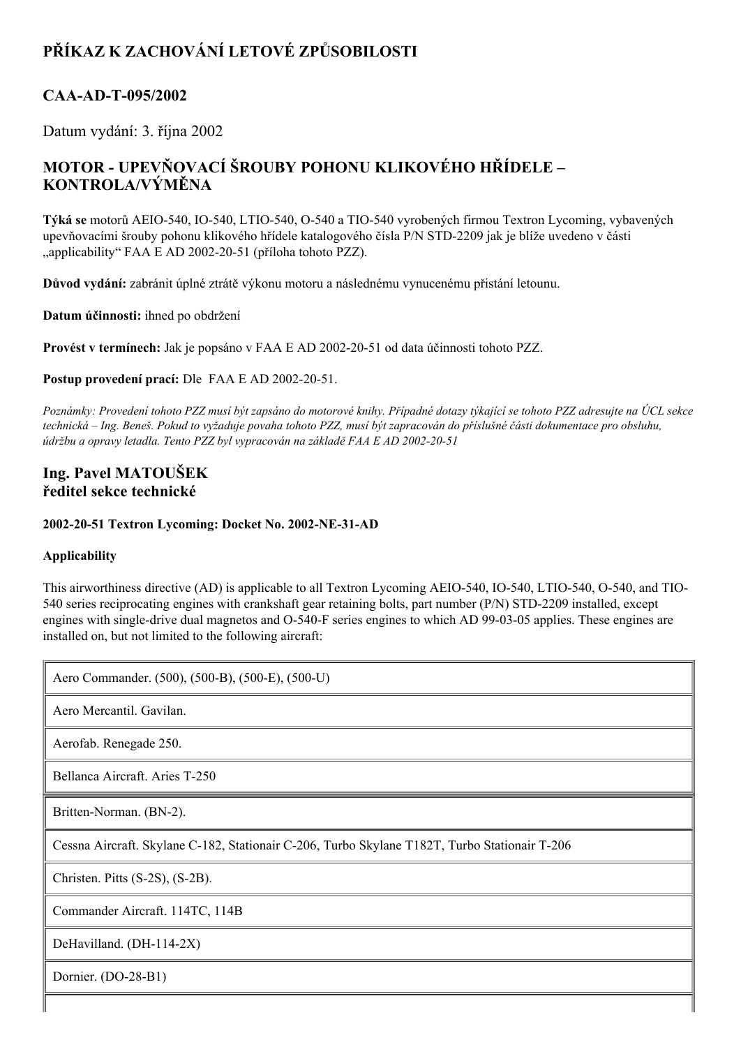# PŘÍKAZ K ZACHOVÁNÍ LETOVÉ ZPŮSOBILOSTI

## CAA-AD-T-095/2002

Datum vydání: 3. října 2002

## MOTOR - UPEVŇOVACÍ ŠROUBY POHONU KLIKOVÉHO HŘÍDELE – KONTROLA/VÝMĚNA

**Týká se** motorů AEIO-540, IO-540, LTIO-540, O-540 a TIO-540 vyrobených firmou Textron Lycoming, vybavených upevňovacími šrouby pohonu klikového hřídele katalogového čísla P/N STD-2209 jak je blíže uvedeno v části „applicability" FAA E AD 2002-20-51 (příloha tohoto PZZ).

**Důvod vydání:** zabránit úplné ztrátě výkonu motoru a následnému vynucenému přistání letounu.

**Datum účinnosti:** ihned po obdržení

**Provést v termínech:** Jak je popsáno v FAA E AD 2002-20-51 od data účinnosti tohoto PZZ.

**Postup provedení prací:** Dle FAA E AD 2002-20-51.

*Poznámky: Provedení tohoto PZZ musí být zapsáno do motorové knihy. Případné dotazy týkající se tohoto PZZ adresujte na ÚCL sekce technická – Ing. Beneš. Pokud to vyžaduje povaha tohoto PZZ, musí být zapracován do příslušné části dokumentace pro obsluhu, údržbu a opravy letadla. Tento PZZ byl vypracován na základě FAA E AD 2002-20-51*

### Ing. Pavel MATOUŠEK
### ředitel sekce technické

**2002-20-51 Textron Lycoming: Docket No. 2002-NE-31-AD**

**Applicability**

This airworthiness directive (AD) is applicable to all Textron Lycoming AEIO-540, IO-540, LTIO-540, O-540, and TIO-540 series reciprocating engines with crankshaft gear retaining bolts, part number (P/N) STD-2209 installed, except engines with single-drive dual magnetos and O-540-F series engines to which AD 99-03-05 applies. These engines are installed on, but not limited to the following aircraft:

| |
|---|
| Aero Commander. (500), (500-B), (500-E), (500-U) |
| Aero Mercantil. Gavilan. |
| Aerofab. Renegade 250. |
| Bellanca Aircraft. Aries T-250 |
| Britten-Norman. (BN-2). |
| Cessna Aircraft. Skylane C-182, Stationair C-206, Turbo Skylane T182T, Turbo Stationair T-206 |
| Christen. Pitts (S-2S), (S-2B). |
| Commander Aircraft. 114TC, 114B |
| DeHavilland. (DH-114-2X) |
| Dornier. (DO-28-B1) |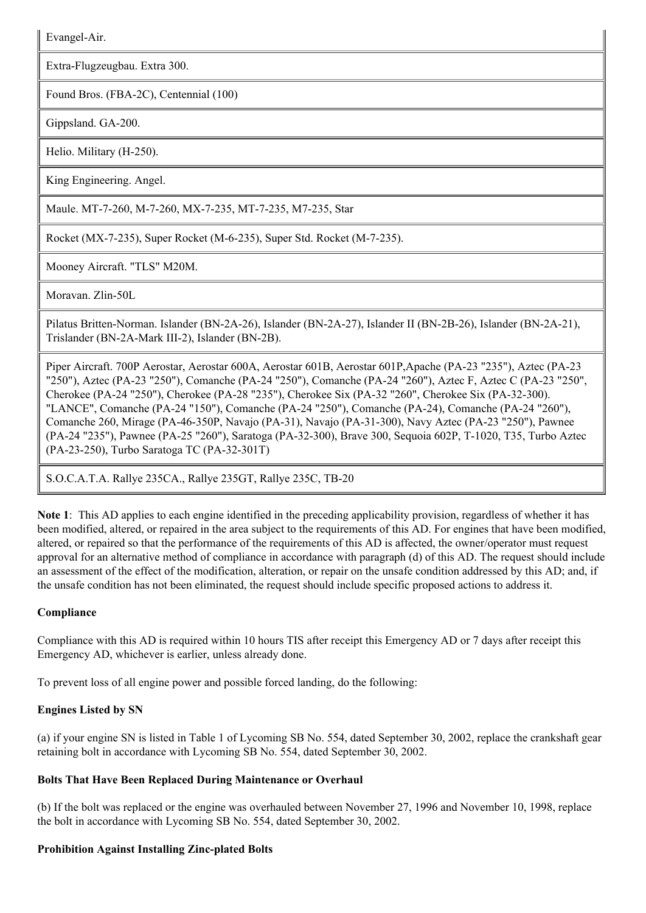| |
|---|
| Evangel-Air. |
| Extra-Flugzeugbau. Extra 300. |
| Found Bros. (FBA-2C), Centennial (100) |
| Gippsland. GA-200. |
| Helio. Military (H-250). |
| King Engineering. Angel. |
| Maule. MT-7-260, M-7-260, MX-7-235, MT-7-235, M7-235, Star |
| Rocket (MX-7-235), Super Rocket (M-6-235), Super Std. Rocket (M-7-235). |
| Mooney Aircraft. "TLS" M20M. |
| Moravan. Zlin-50L |
| Pilatus Britten-Norman. Islander (BN-2A-26), Islander (BN-2A-27), Islander II (BN-2B-26), Islander (BN-2A-21), Trislander (BN-2A-Mark III-2), Islander (BN-2B). |
| Piper Aircraft. 700P Aerostar, Aerostar 600A, Aerostar 601B, Aerostar 601P,Apache (PA-23 "235"), Aztec (PA-23 "250"), Aztec (PA-23 "250"), Comanche (PA-24 "250"), Comanche (PA-24 "260"), Aztec F, Aztec C (PA-23 "250", Cherokee (PA-24 "250"), Cherokee (PA-28 "235"), Cherokee Six (PA-32 "260", Cherokee Six (PA-32-300). "LANCE", Comanche (PA-24 "150"), Comanche (PA-24 "250"), Comanche (PA-24), Comanche (PA-24 "260"), Comanche 260, Mirage (PA-46-350P, Navajo (PA-31), Navajo (PA-31-300), Navy Aztec (PA-23 "250"), Pawnee (PA-24 "235"), Pawnee (PA-25 "260"), Saratoga (PA-32-300), Brave 300, Sequoia 602P, T-1020, T35, Turbo Aztec (PA-23-250), Turbo Saratoga TC (PA-32-301T) |
| S.O.C.A.T.A. Rallye 235CA., Rallye 235GT, Rallye 235C, TB-20 |

**Note 1**: This AD applies to each engine identified in the preceding applicability provision, regardless of whether it has been modified, altered, or repaired in the area subject to the requirements of this AD. For engines that have been modified, altered, or repaired so that the performance of the requirements of this AD is affected, the owner/operator must request approval for an alternative method of compliance in accordance with paragraph (d) of this AD. The request should include an assessment of the effect of the modification, alteration, or repair on the unsafe condition addressed by this AD; and, if the unsafe condition has not been eliminated, the request should include specific proposed actions to address it.

**Compliance**

Compliance with this AD is required within 10 hours TIS after receipt this Emergency AD or 7 days after receipt this Emergency AD, whichever is earlier, unless already done.

To prevent loss of all engine power and possible forced landing, do the following:

**Engines Listed by SN**

(a) if your engine SN is listed in Table 1 of Lycoming SB No. 554, dated September 30, 2002, replace the crankshaft gear retaining bolt in accordance with Lycoming SB No. 554, dated September 30, 2002.

**Bolts That Have Been Replaced During Maintenance or Overhaul**

(b) If the bolt was replaced or the engine was overhauled between November 27, 1996 and November 10, 1998, replace the bolt in accordance with Lycoming SB No. 554, dated September 30, 2002.

**Prohibition Against Installing Zinc-plated Bolts**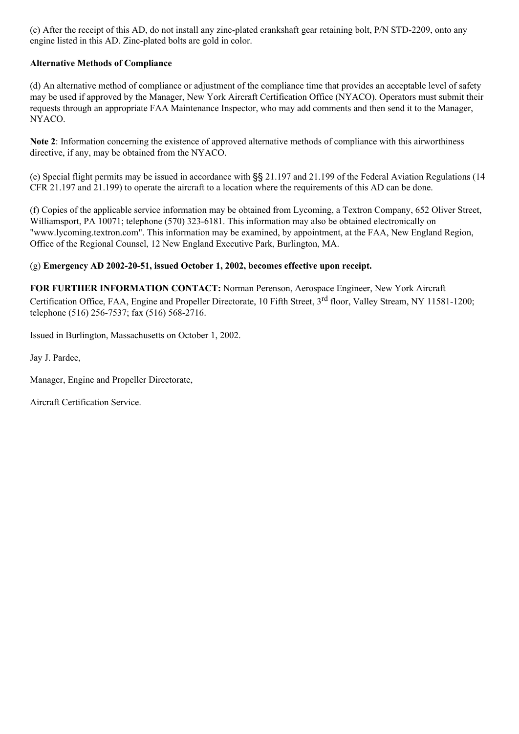(c) After the receipt of this AD, do not install any zinc-plated crankshaft gear retaining bolt, P/N STD-2209, onto any engine listed in this AD. Zinc-plated bolts are gold in color.

**Alternative Methods of Compliance**

(d) An alternative method of compliance or adjustment of the compliance time that provides an acceptable level of safety may be used if approved by the Manager, New York Aircraft Certification Office (NYACO). Operators must submit their requests through an appropriate FAA Maintenance Inspector, who may add comments and then send it to the Manager, NYACO.

**Note 2**: Information concerning the existence of approved alternative methods of compliance with this airworthiness directive, if any, may be obtained from the NYACO.

(e) Special flight permits may be issued in accordance with §§ 21.197 and 21.199 of the Federal Aviation Regulations (14 CFR 21.197 and 21.199) to operate the aircraft to a location where the requirements of this AD can be done.

(f) Copies of the applicable service information may be obtained from Lycoming, a Textron Company, 652 Oliver Street, Williamsport, PA 10071; telephone (570) 323-6181. This information may also be obtained electronically on "www.lycoming.textron.com". This information may be examined, by appointment, at the FAA, New England Region, Office of the Regional Counsel, 12 New England Executive Park, Burlington, MA.

(g) **Emergency AD 2002-20-51, issued October 1, 2002, becomes effective upon receipt.**

**FOR FURTHER INFORMATION CONTACT:** Norman Perenson, Aerospace Engineer, New York Aircraft Certification Office, FAA, Engine and Propeller Directorate, 10 Fifth Street, 3rd floor, Valley Stream, NY 11581-1200; telephone (516) 256-7537; fax (516) 568-2716.

Issued in Burlington, Massachusetts on October 1, 2002.

Jay J. Pardee,

Manager, Engine and Propeller Directorate,

Aircraft Certification Service.